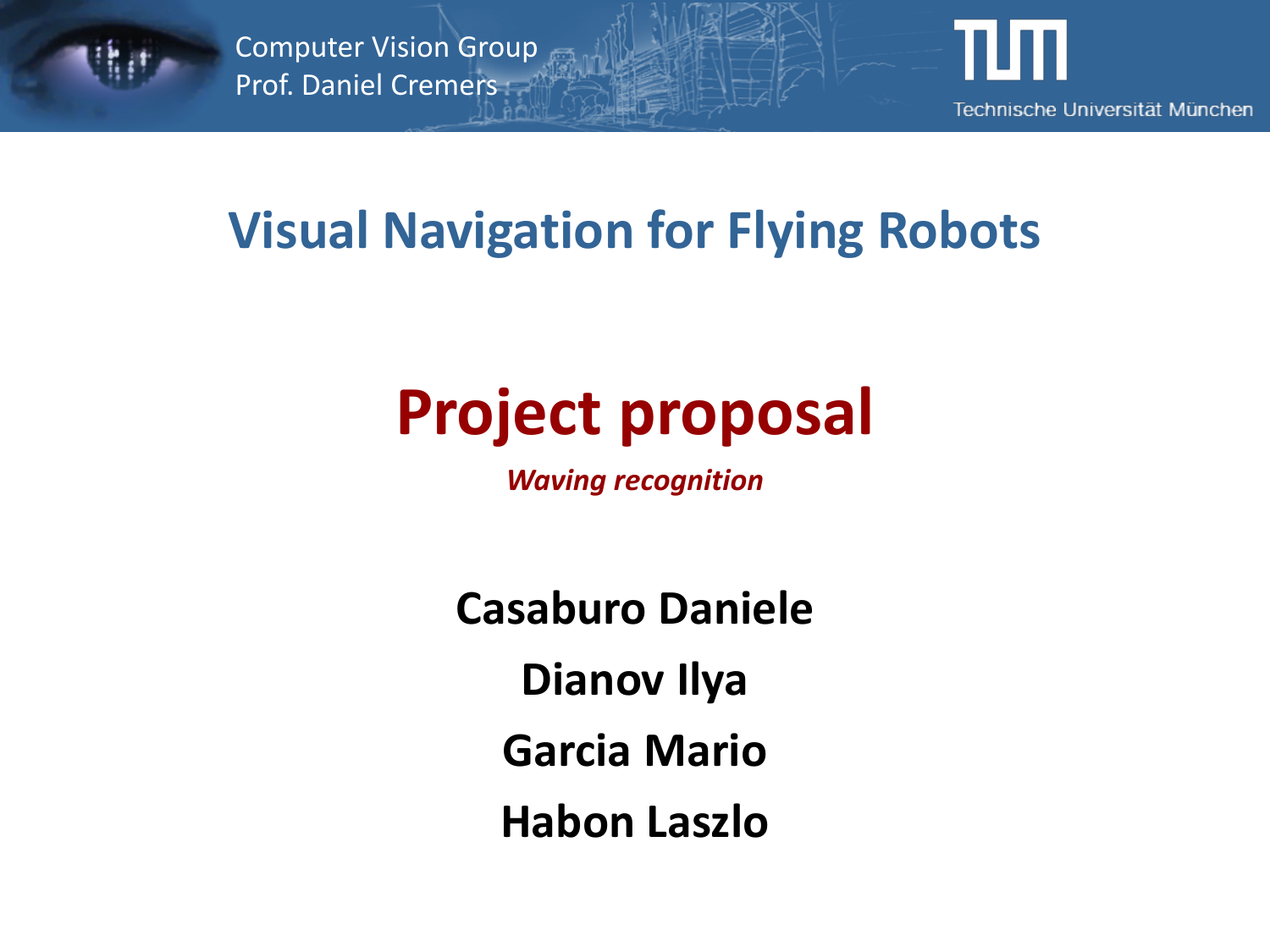Computer Vision Group
Prof. Daniel Cremers

Technische Universität München

# Visual Navigation for Flying Robots

## Project proposal

***Waving recognition***

**Casaburo Daniele**

**Dianov Ilya**

**Garcia Mario**

**Habon Laszlo**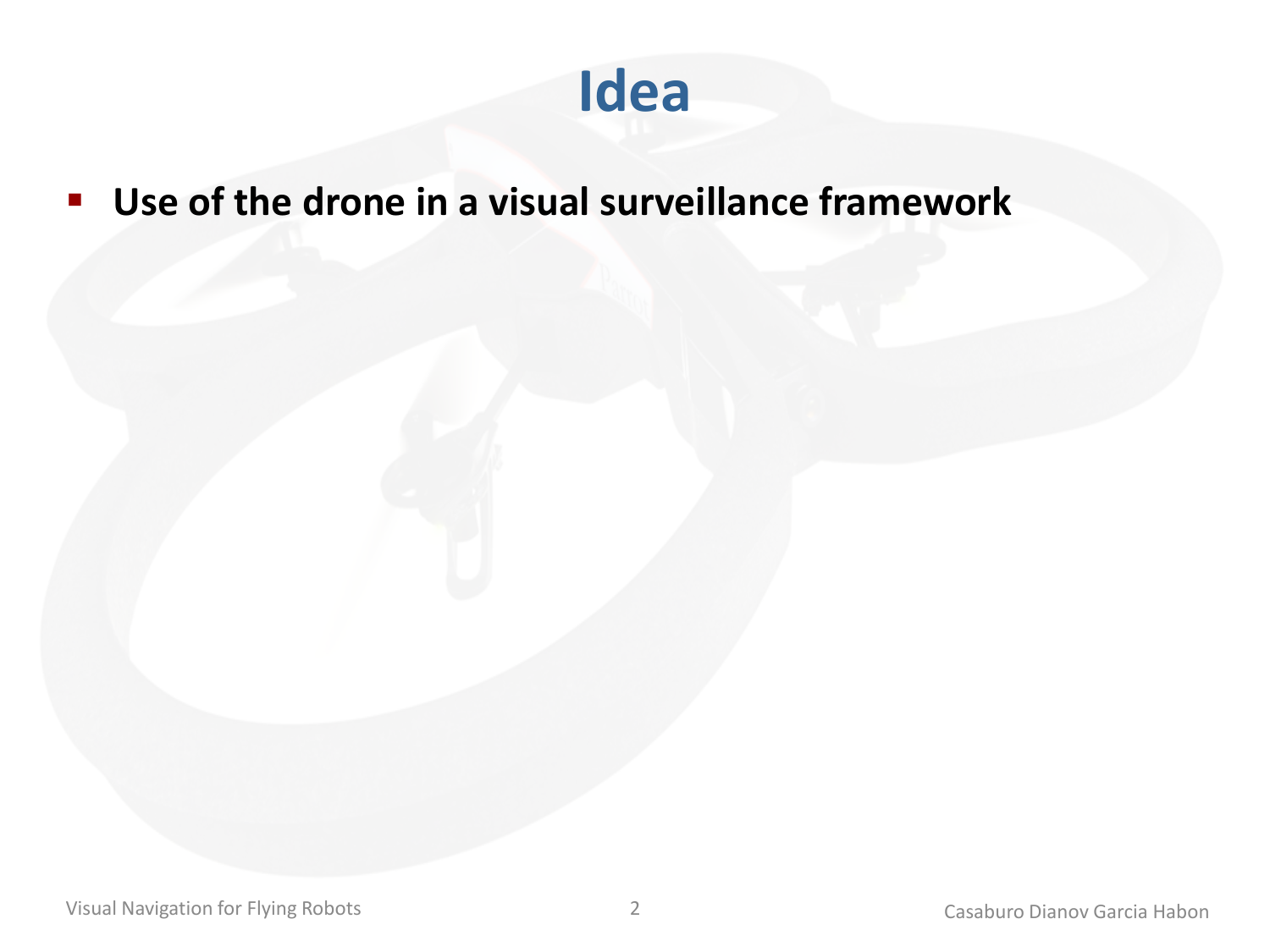# Idea

- **Use of the drone in a visual surveillance framework**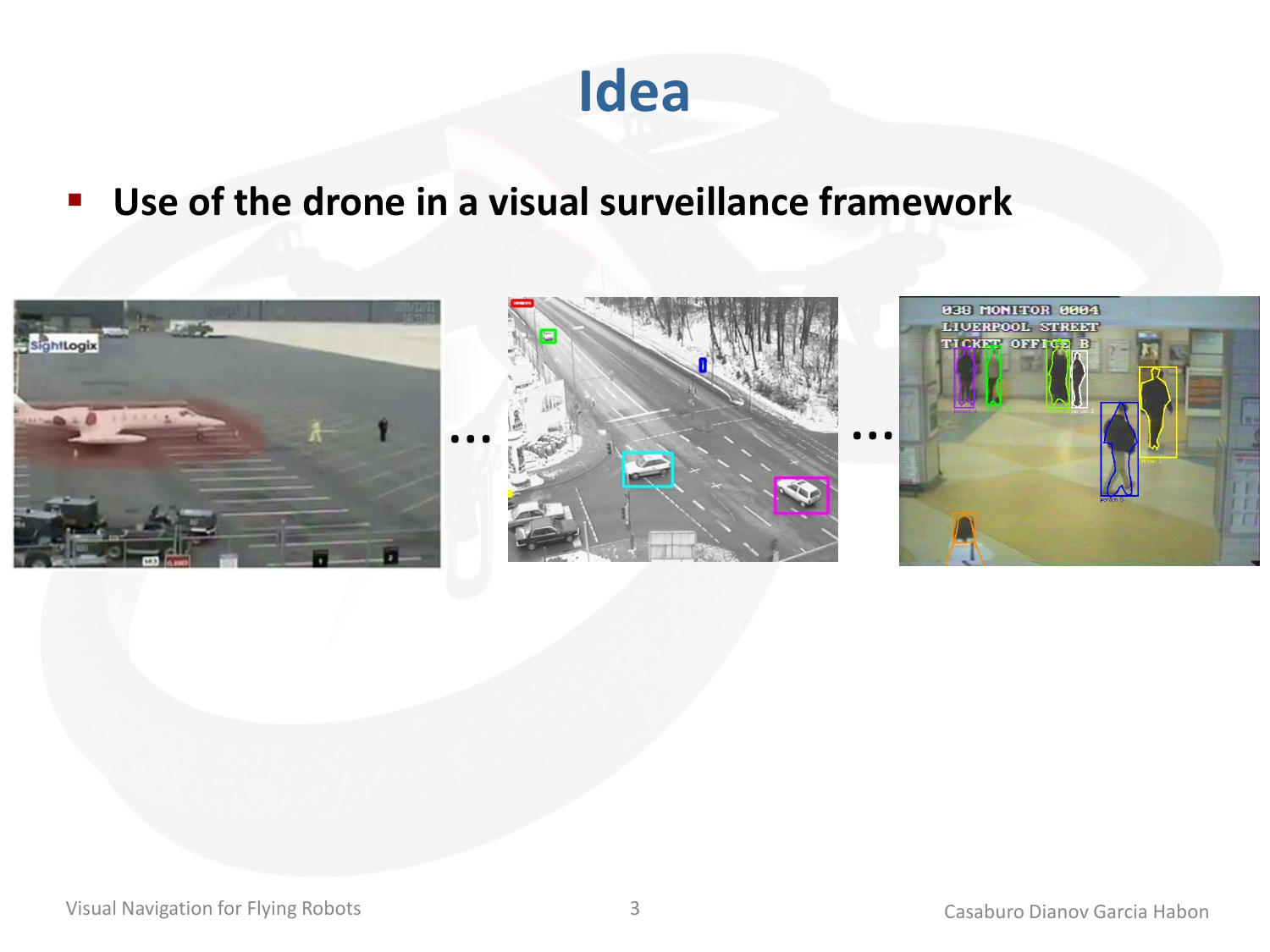# Idea

- **Use of the drone in a visual surveillance framework**

… …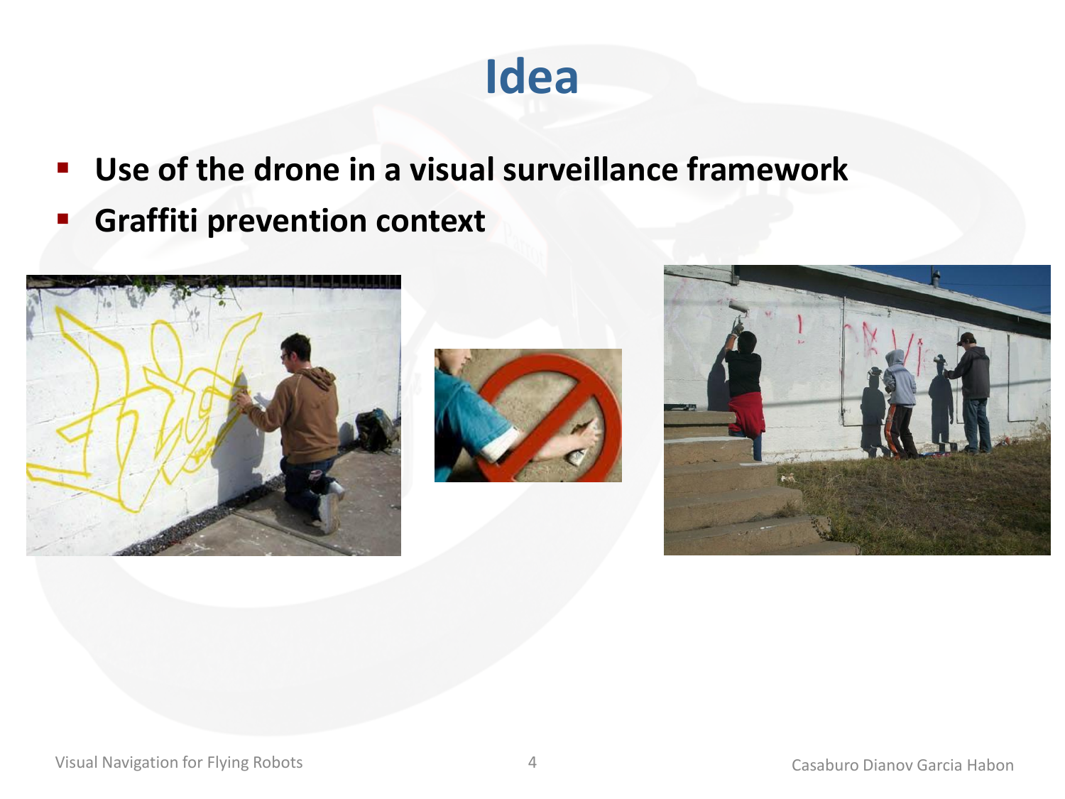# Idea

- **Use of the drone in a visual surveillance framework**
- **Graffiti prevention context**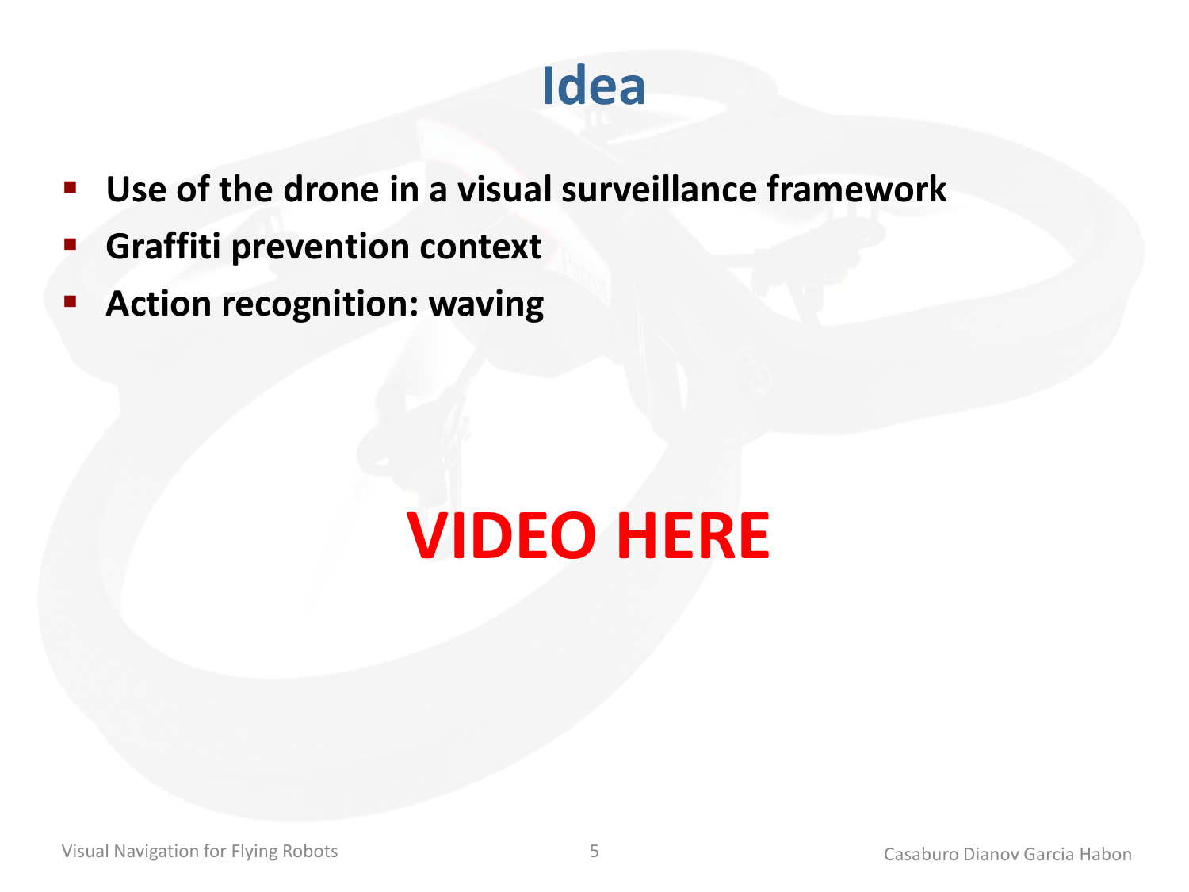# Idea

- **Use of the drone in a visual surveillance framework**
- **Graffiti prevention context**
- **Action recognition: waving**

**VIDEO HERE**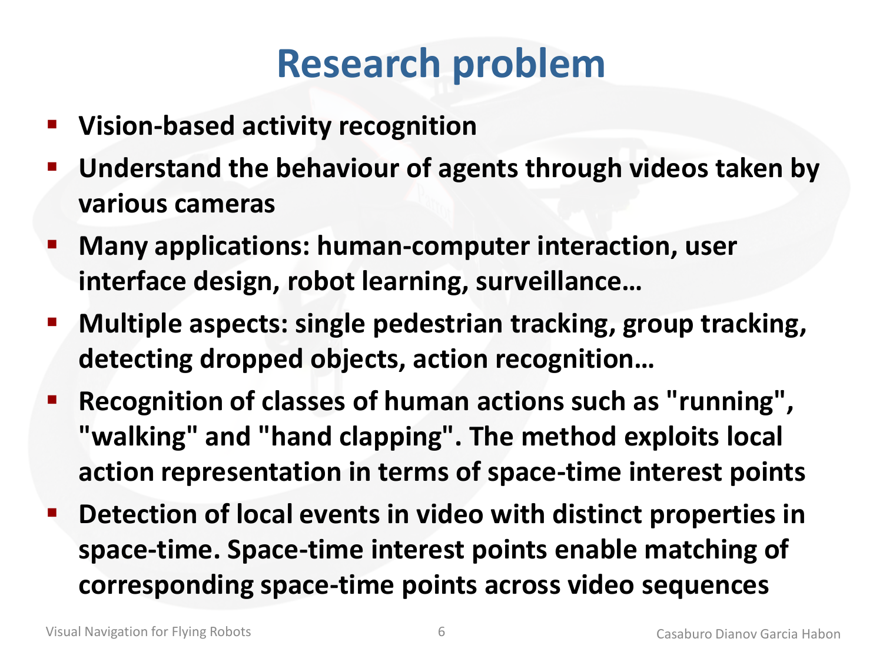# Research problem

- **Vision-based activity recognition**
- **Understand the behaviour of agents through videos taken by various cameras**
- **Many applications: human-computer interaction, user interface design, robot learning, surveillance…**
- **Multiple aspects: single pedestrian tracking, group tracking, detecting dropped objects, action recognition…**
- **Recognition of classes of human actions such as "running", "walking" and "hand clapping". The method exploits local action representation in terms of space-time interest points**
- **Detection of local events in video with distinct properties in space-time. Space-time interest points enable matching of corresponding space-time points across video sequences**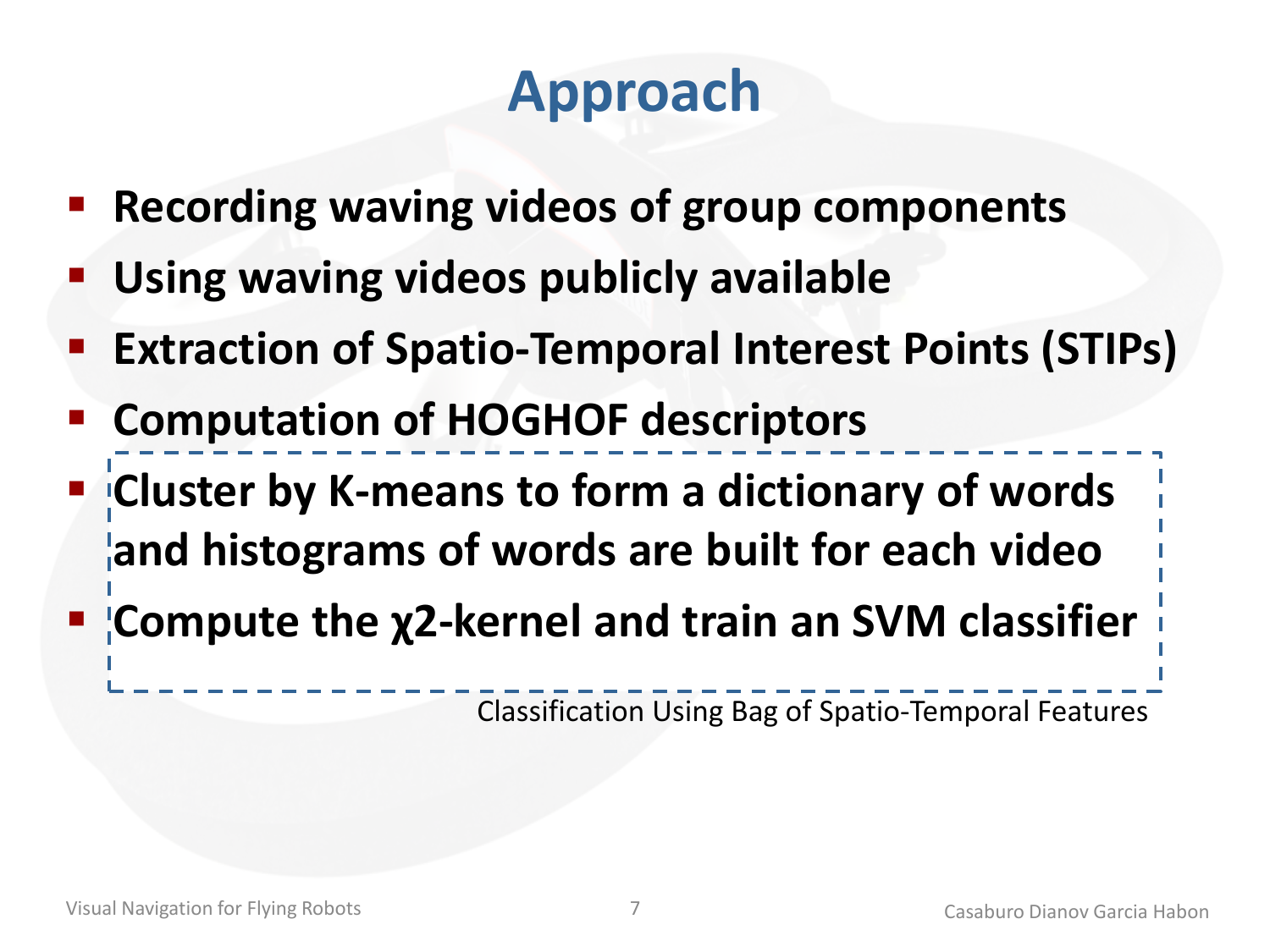# Approach

- **Recording waving videos of group components**
- **Using waving videos publicly available**
- **Extraction of Spatio-Temporal Interest Points (STIPs)**
- **Computation of HOGHOF descriptors**
- **Cluster by K-means to form a dictionary of words and histograms of words are built for each video**
- **Compute the $\chi 2$-kernel and train an SVM classifier**

Classification Using Bag of Spatio-Temporal Features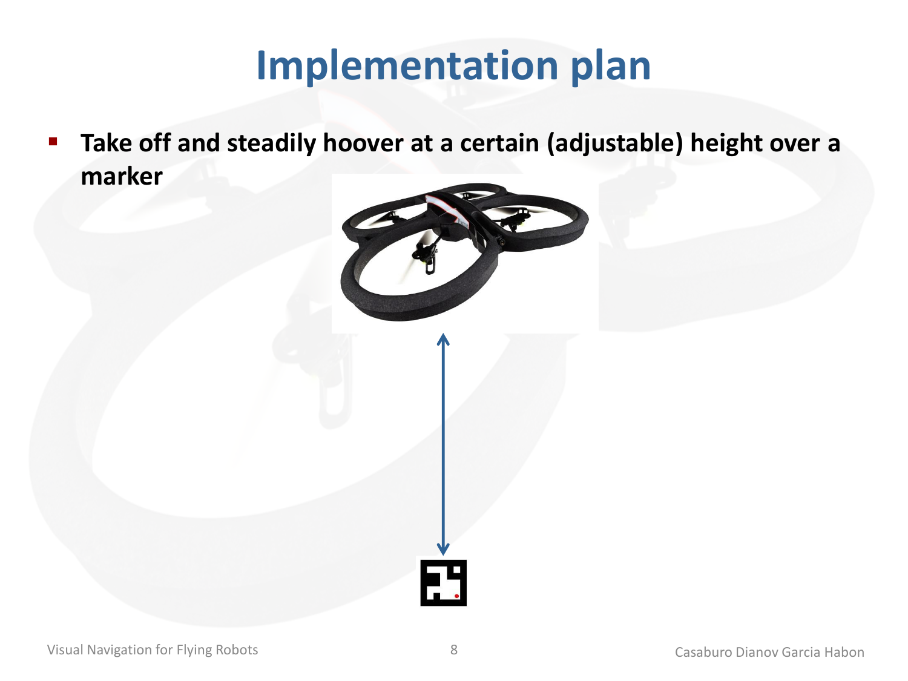# Implementation plan

- **Take off and steadily hoover at a certain (adjustable) height over a marker**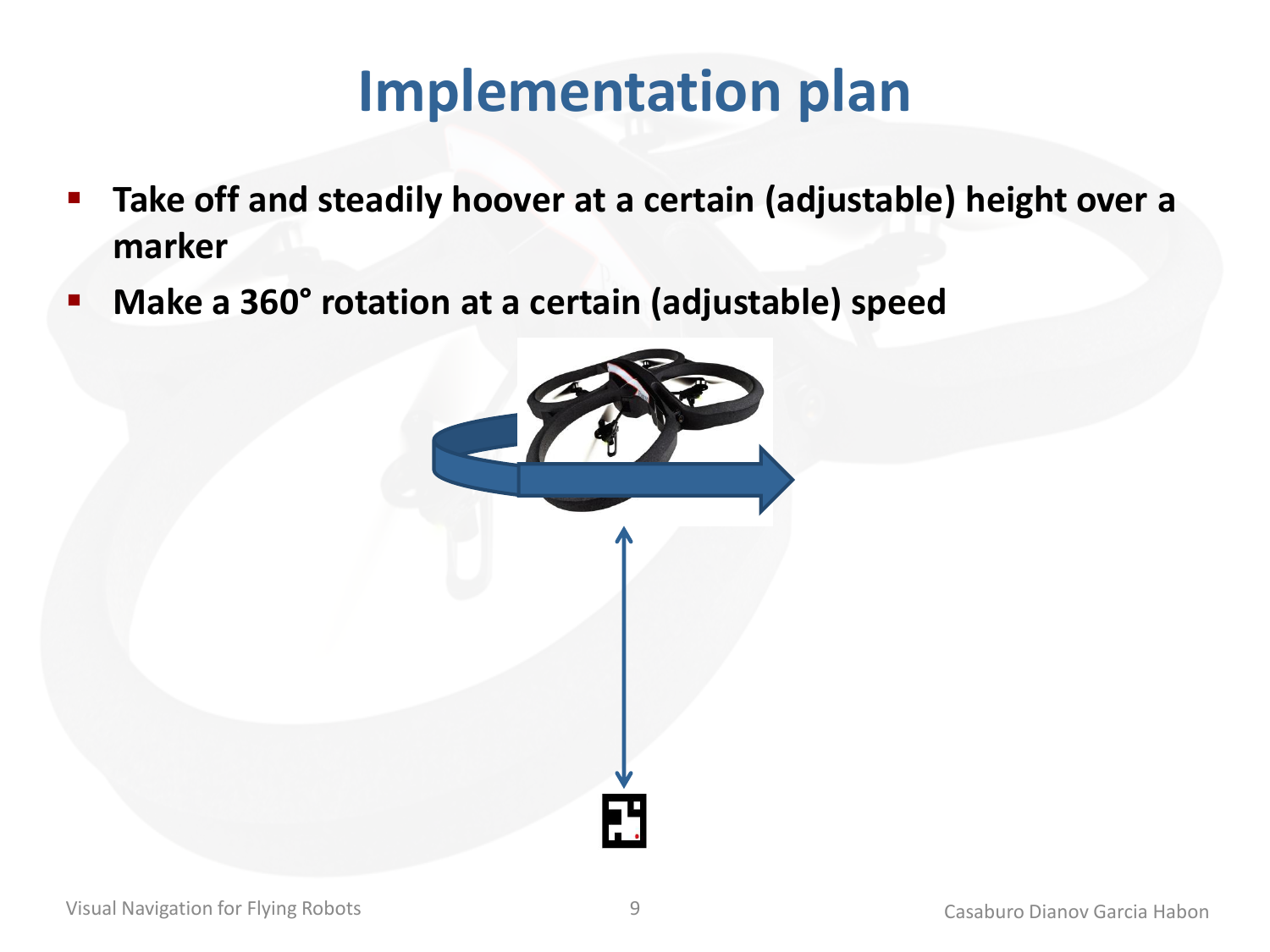# Implementation plan

- **Take off and steadily hoover at a certain (adjustable) height over a marker**
- **Make a 360° rotation at a certain (adjustable) speed**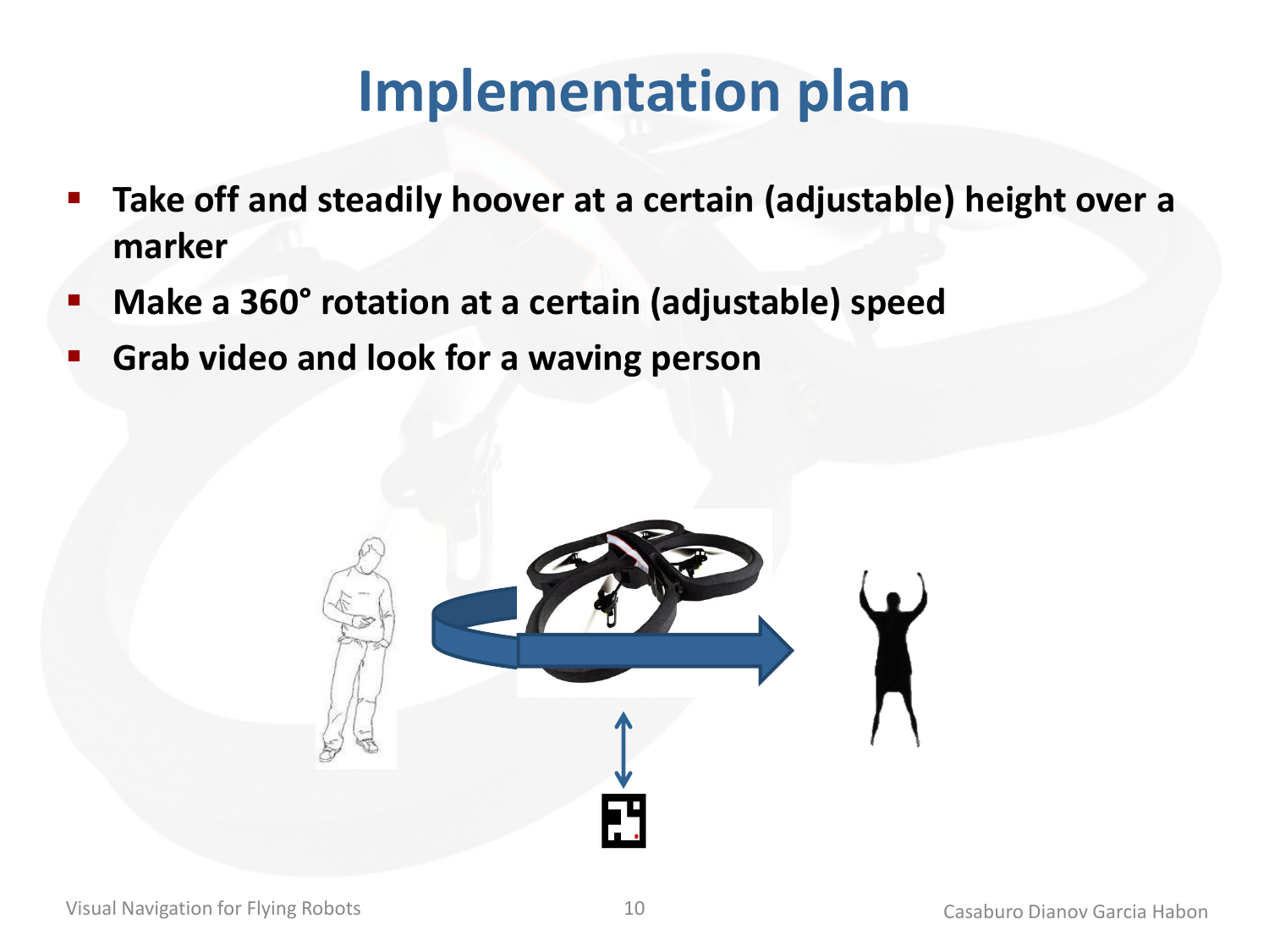# Implementation plan

- **Take off and steadily hoover at a certain (adjustable) height over a marker**
- **Make a 360° rotation at a certain (adjustable) speed**
- **Grab video and look for a waving person**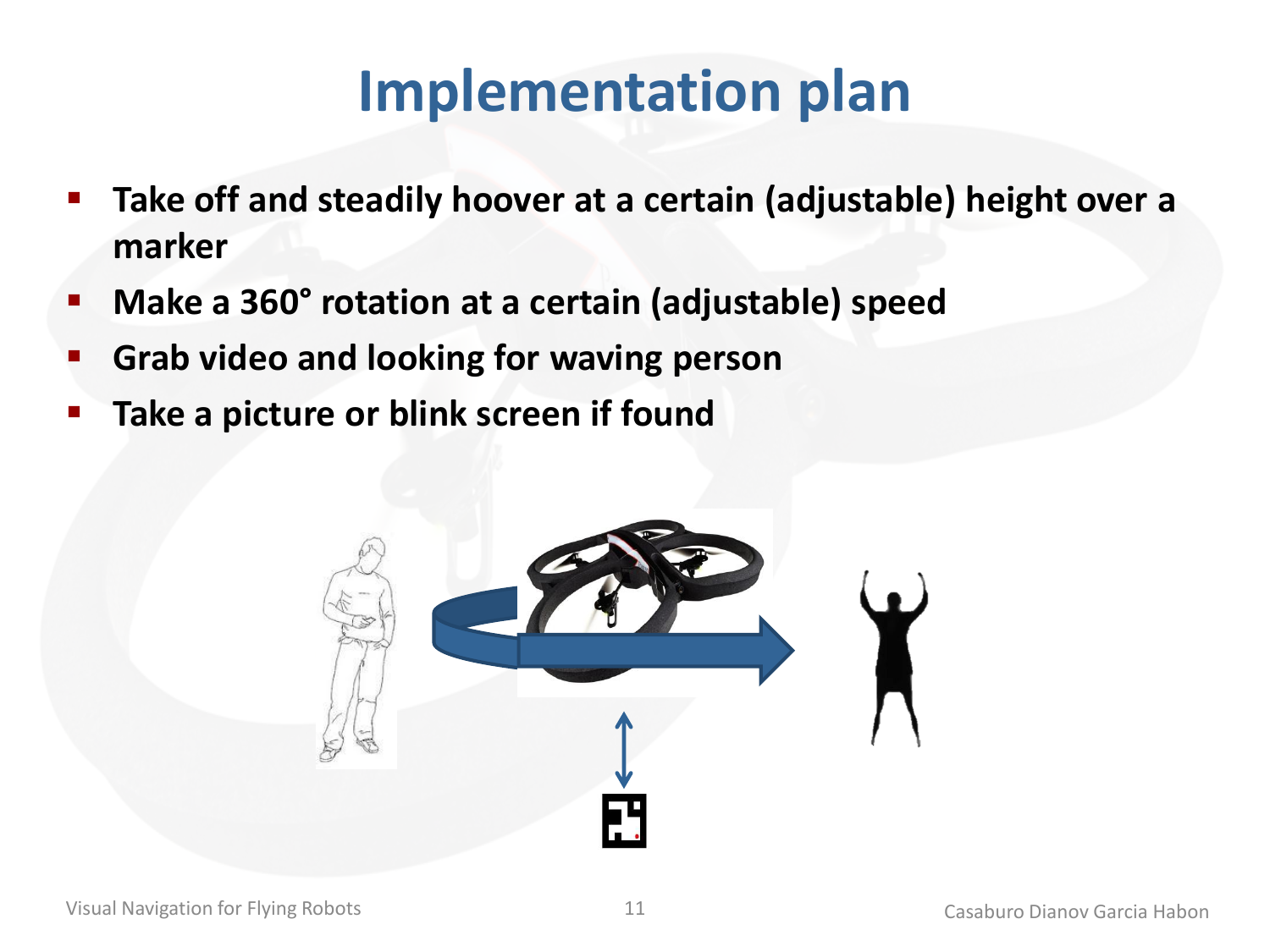# Implementation plan

- Take off and steadily hoover at a certain (adjustable) height over a marker
- Make a 360° rotation at a certain (adjustable) speed
- Grab video and looking for waving person
- Take a picture or blink screen if found